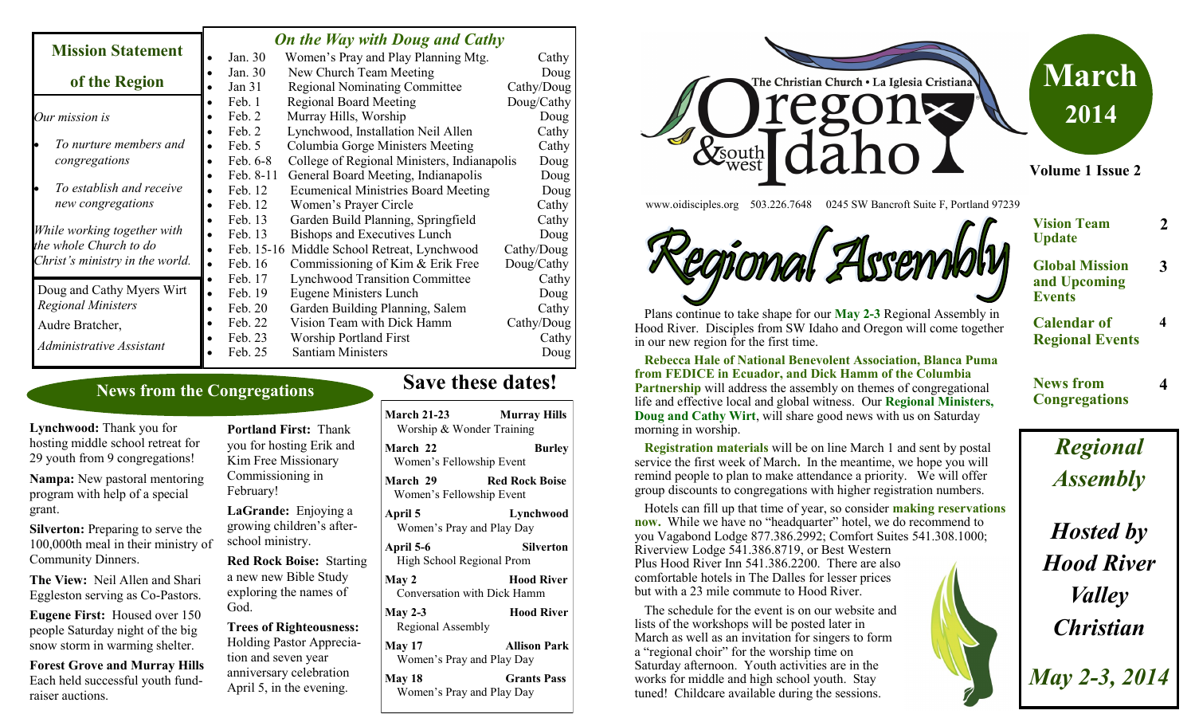## Mission Statement of the Region

*Our mission is*

- *To nurture members and congregations*
- *To establish and receive new congregations*

*While working together with the whole Church to do Christ's ministry in the world.*

Doug and Cathy Myers Wirt
*Regional Ministers*

Audre Bratcher,
*Administrative Assistant*

## *On the Way with Doug and Cathy*

| Date | Event | Who |
|---|---|---|
| Jan. 30 | Women's Pray and Play Planning Mtg. | Cathy |
| Jan. 30 | New Church Team Meeting | Doug |
| Jan 31 | Regional Nominating Committee | Cathy/Doug |
| Feb. 1 | Regional Board Meeting | Doug/Cathy |
| Feb. 2 | Murray Hills, Worship | Doug |
| Feb. 2 | Lynchwood, Installation Neil Allen | Cathy |
| Feb. 5 | Columbia Gorge Ministers Meeting | Cathy |
| Feb. 6-8 | College of Regional Ministers, Indianapolis | Doug |
| Feb. 8-11 | General Board Meeting, Indianapolis | Doug |
| Feb. 12 | Ecumenical Ministries Board Meeting | Doug |
| Feb. 12 | Women's Prayer Circle | Cathy |
| Feb. 13 | Garden Build Planning, Springfield | Cathy |
| Feb. 13 | Bishops and Executives Lunch | Doug |
| Feb. 15-16 | Middle School Retreat, Lynchwood | Cathy/Doug |
| Feb. 16 | Commissioning of Kim & Erik Free | Doug/Cathy |
| Feb. 17 | Lynchwood Transition Committee | Cathy |
| Feb. 19 | Eugene Ministers Lunch | Doug |
| Feb. 20 | Garden Building Planning, Salem | Cathy |
| Feb. 22 | Vision Team with Dick Hamm | Cathy/Doug |
| Feb. 23 | Worship Portland First | Cathy |
| Feb. 25 | Santiam Ministers | Doug |

## News from the Congregations

**Lynchwood:** Thank you for hosting middle school retreat for 29 youth from 9 congregations!

**Nampa:** New pastoral mentoring program with help of a special grant.

**Silverton:** Preparing to serve the 100,000th meal in their ministry of Community Dinners.

**The View:** Neil Allen and Shari Eggleston serving as Co-Pastors.

**Eugene First:** Housed over 150 people Saturday night of the big snow storm in warming shelter.

**Forest Grove and Murray Hills** Each held successful youth fund-raiser auctions.

**Portland First:** Thank you for hosting Erik and Kim Free Missionary Commissioning in February!

**LaGrande:** Enjoying a growing children's after-school ministry.

**Red Rock Boise:** Starting a new new Bible Study exploring the names of God.

**Trees of Righteousness:** Holding Pastor Appreciation and seven year anniversary celebration April 5, in the evening.

## Save these dates!

| Date / Event | Location |
|---|---|
| **March 21-23** Worship & Wonder Training | **Murray Hills** |
| **March 22** Women's Fellowship Event | **Burley** |
| **March 29** Women's Fellowship Event | **Red Rock Boise** |
| **April 5** Women's Pray and Play Day | **Lynchwood** |
| **April 5-6** High School Regional Prom | **Silverton** |
| **May 2** Conversation with Dick Hamm | **Hood River** |
| **May 2-3** Regional Assembly | **Hood River** |
| **May 17** Women's Pray and Play Day | **Allison Park** |
| **May 18** Women's Pray and Play Day | **Grants Pass** |

# The Christian Church • La Iglesia Cristiana — Oregon & Southwest Idaho

# March 2014

**Volume 1 Issue 2**

www.oidisciples.org 503.226.7648 0245 SW Bancroft Suite F, Portland 97239

| | |
|---|---|
| **Vision Team Update** | **2** |
| **Global Mission and Upcoming Events** | **3** |
| **Calendar of Regional Events** | **4** |
| **News from Congregations** | **4** |

## Regional Assembly

Plans continue to take shape for our **May 2-3** Regional Assembly in Hood River. Disciples from SW Idaho and Oregon will come together in our new region for the first time.

**Rebecca Hale of National Benevolent Association, Blanca Puma from FEDICE in Ecuador, and Dick Hamm of the Columbia Partnership** will address the assembly on themes of congregational life and effective local and global witness. Our **Regional Ministers, Doug and Cathy Wirt**, will share good news with us on Saturday morning in worship.

**Registration materials** will be on line March 1 and sent by postal service the first week of March. In the meantime, we hope you will remind people to plan to make attendance a priority. We will offer group discounts to congregations with higher registration numbers.

Hotels can fill up that time of year, so consider **making reservations now.** While we have no "headquarter" hotel, we do recommend to you Vagabond Lodge 877.386.2992; Comfort Suites 541.308.1000; Riverview Lodge 541.386.8719, or Best Western Plus Hood River Inn 541.386.2200. There are also comfortable hotels in The Dalles for lesser prices but with a 23 mile commute to Hood River.

The schedule for the event is on our website and lists of the workshops will be posted later in March as well as an invitation for singers to form a "regional choir" for the worship time on Saturday afternoon. Youth activities are in the works for middle and high school youth. Stay tuned! Childcare available during the sessions.

***Regional Assembly***

***Hosted by Hood River Valley Christian***

***May 2-3, 2014***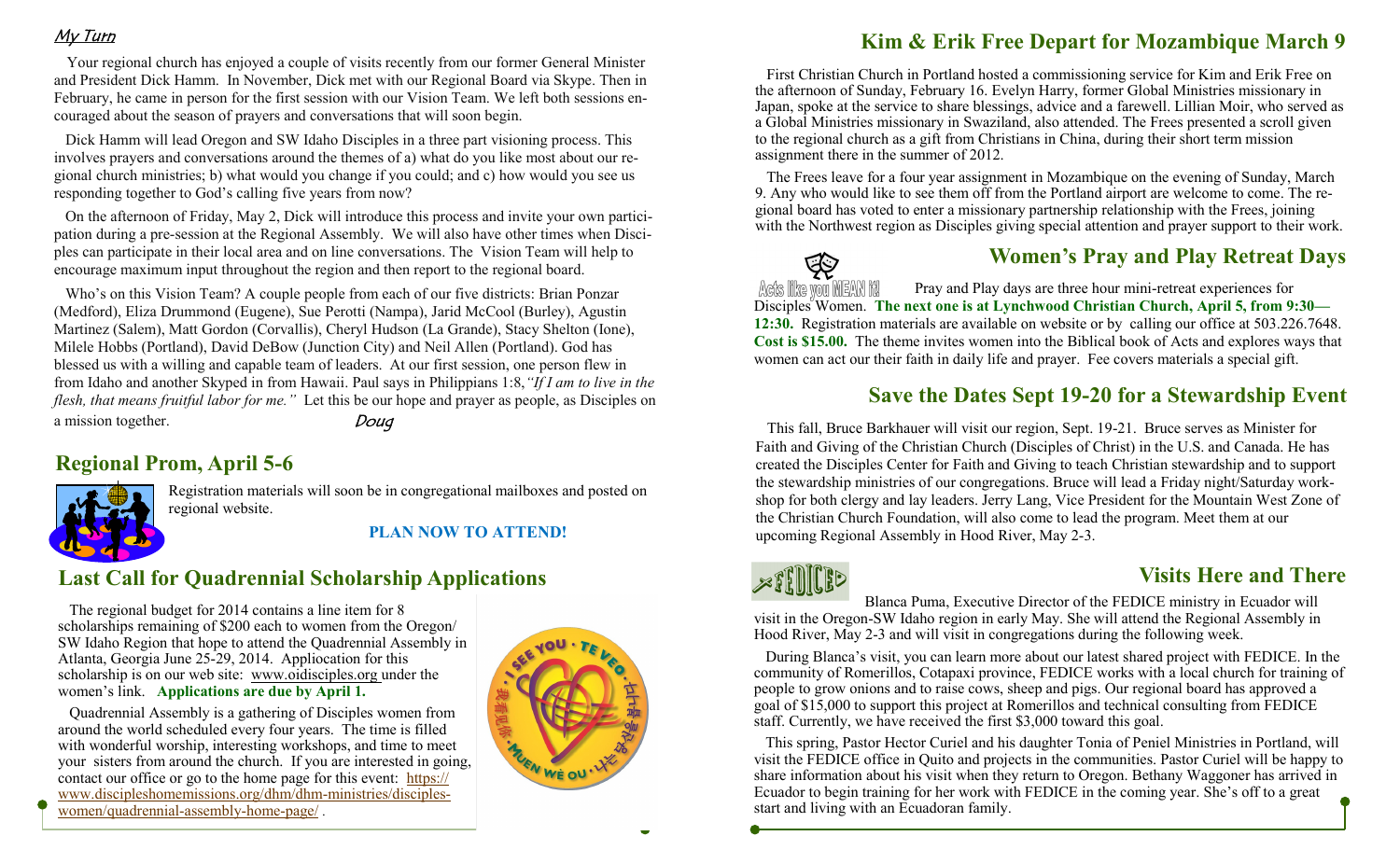*My Turn*

Your regional church has enjoyed a couple of visits recently from our former General Minister and President Dick Hamm. In November, Dick met with our Regional Board via Skype. Then in February, he came in person for the first session with our Vision Team. We left both sessions encouraged about the season of prayers and conversations that will soon begin.

Dick Hamm will lead Oregon and SW Idaho Disciples in a three part visioning process. This involves prayers and conversations around the themes of a) what do you like most about our regional church ministries; b) what would you change if you could; and c) how would you see us responding together to God's calling five years from now?

On the afternoon of Friday, May 2, Dick will introduce this process and invite your own participation during a pre-session at the Regional Assembly. We will also have other times when Disciples can participate in their local area and on line conversations. The Vision Team will help to encourage maximum input throughout the region and then report to the regional board.

Who's on this Vision Team? A couple people from each of our five districts: Brian Ponzar (Medford), Eliza Drummond (Eugene), Sue Perotti (Nampa), Jarid McCool (Burley), Agustin Martinez (Salem), Matt Gordon (Corvallis), Cheryl Hudson (La Grande), Stacy Shelton (Ione), Milele Hobbs (Portland), David DeBow (Junction City) and Neil Allen (Portland). God has blessed us with a willing and capable team of leaders. At our first session, one person flew in from Idaho and another Skyped in from Hawaii. Paul says in Philippians 1:8, *"If I am to live in the flesh, that means fruitful labor for me."* Let this be our hope and prayer as people, as Disciples on a mission together.

*Doug*

## Regional Prom, April 5-6

Registration materials will soon be in congregational mailboxes and posted on regional website.

**PLAN NOW TO ATTEND!**

## Last Call for Quadrennial Scholarship Applications

The regional budget for 2014 contains a line item for 8 scholarships remaining of $200 each to women from the Oregon/SW Idaho Region that hope to attend the Quadrennial Assembly in Atlanta, Georgia June 25-29, 2014. Appliocation for this scholarship is on our web site: www.oidisciples.org under the women's link. **Applications are due by April 1.**

Quadrennial Assembly is a gathering of Disciples women from around the world scheduled every four years. The time is filled with wonderful worship, interesting workshops, and time to meet your sisters from around the church. If you are interested in going, contact our office or go to the home page for this event: https://www.discipleshomemissions.org/dhm/dhm-ministries/disciples-women/quadrennial-assembly-home-page/ .

## Kim & Erik Free Depart for Mozambique March 9

First Christian Church in Portland hosted a commissioning service for Kim and Erik Free on the afternoon of Sunday, February 16. Evelyn Harry, former Global Ministries missionary in Japan, spoke at the service to share blessings, advice and a farewell. Lillian Moir, who served as a Global Ministries missionary in Swaziland, also attended. The Frees presented a scroll given to the regional church as a gift from Christians in China, during their short term mission assignment there in the summer of 2012.

The Frees leave for a four year assignment in Mozambique on the evening of Sunday, March 9. Any who would like to see them off from the Portland airport are welcome to come. The regional board has voted to enter a missionary partnership relationship with the Frees, joining with the Northwest region as Disciples giving special attention and prayer support to their work.

## Women's Pray and Play Retreat Days

Acts like you MEAN it!

Pray and Play days are three hour mini-retreat experiences for Disciples Women. **The next one is at Lynchwood Christian Church, April 5, from 9:30—12:30.** Registration materials are available on website or by calling our office at 503.226.7648. **Cost is $15.00.** The theme invites women into the Biblical book of Acts and explores ways that women can act our their faith in daily life and prayer. Fee covers materials a special gift.

## Save the Dates Sept 19-20 for a Stewardship Event

This fall, Bruce Barkhauer will visit our region, Sept. 19-21. Bruce serves as Minister for Faith and Giving of the Christian Church (Disciples of Christ) in the U.S. and Canada. He has created the Disciples Center for Faith and Giving to teach Christian stewardship and to support the stewardship ministries of our congregations. Bruce will lead a Friday night/Saturday workshop for both clergy and lay leaders. Jerry Lang, Vice President for the Mountain West Zone of the Christian Church Foundation, will also come to lead the program. Meet them at our upcoming Regional Assembly in Hood River, May 2-3.

## Visits Here and There

Blanca Puma, Executive Director of the FEDICE ministry in Ecuador will visit in the Oregon-SW Idaho region in early May. She will attend the Regional Assembly in Hood River, May 2-3 and will visit in congregations during the following week.

During Blanca's visit, you can learn more about our latest shared project with FEDICE. In the community of Romerillos, Cotapaxi province, FEDICE works with a local church for training of people to grow onions and to raise cows, sheep and pigs. Our regional board has approved a goal of $15,000 to support this project at Romerillos and technical consulting from FEDICE staff. Currently, we have received the first $3,000 toward this goal.

This spring, Pastor Hector Curiel and his daughter Tonia of Peniel Ministries in Portland, will visit the FEDICE office in Quito and projects in the communities. Pastor Curiel will be happy to share information about his visit when they return to Oregon. Bethany Waggoner has arrived in Ecuador to begin training for her work with FEDICE in the coming year. She's off to a great start and living with an Ecuadoran family.